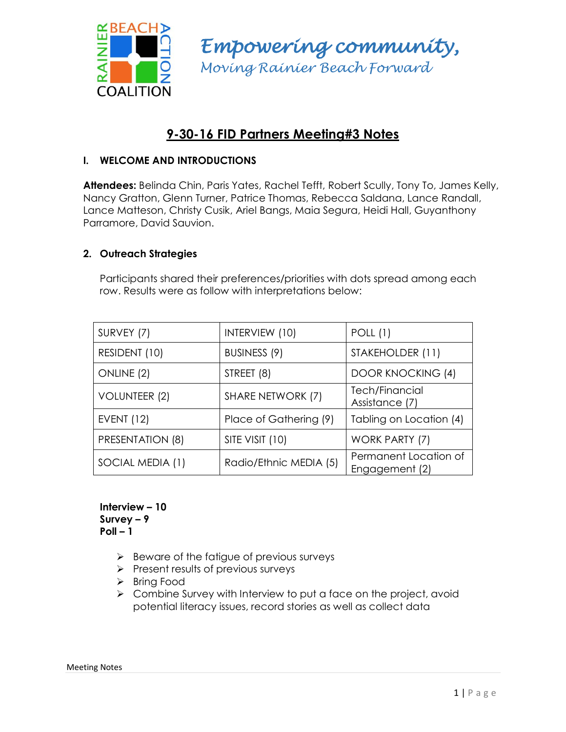*Empowering community,*
*Moving Rainier Beach Forward*

# 9-30-16 FID Partners Meeting#3 Notes

## I. WELCOME AND INTRODUCTIONS

**Attendees:** Belinda Chin, Paris Yates, Rachel Tefft, Robert Scully, Tony To, James Kelly, Nancy Gratton, Glenn Turner, Patrice Thomas, Rebecca Saldana, Lance Randall, Lance Matteson, Christy Cusik, Ariel Bangs, Maia Segura, Heidi Hall, Guyanthony Parramore, David Sauvion.

## 2. Outreach Strategies

Participants shared their preferences/priorities with dots spread among each row. Results were as follow with interpretations below:

| SURVEY (7) | INTERVIEW (10) | POLL (1) |
|---|---|---|
| RESIDENT (10) | BUSINESS (9) | STAKEHOLDER (11) |
| ONLINE (2) | STREET (8) | DOOR KNOCKING (4) |
| VOLUNTEER (2) | SHARE NETWORK (7) | Tech/Financial Assistance (7) |
| EVENT (12) | Place of Gathering (9) | Tabling on Location (4) |
| PRESENTATION (8) | SITE VISIT (10) | WORK PARTY (7) |
| SOCIAL MEDIA (1) | Radio/Ethnic MEDIA (5) | Permanent Location of Engagement (2) |

**Interview – 10**
**Survey – 9**
**Poll – 1**

- Beware of the fatigue of previous surveys
- Present results of previous surveys
- Bring Food
- Combine Survey with Interview to put a face on the project, avoid potential literacy issues, record stories as well as collect data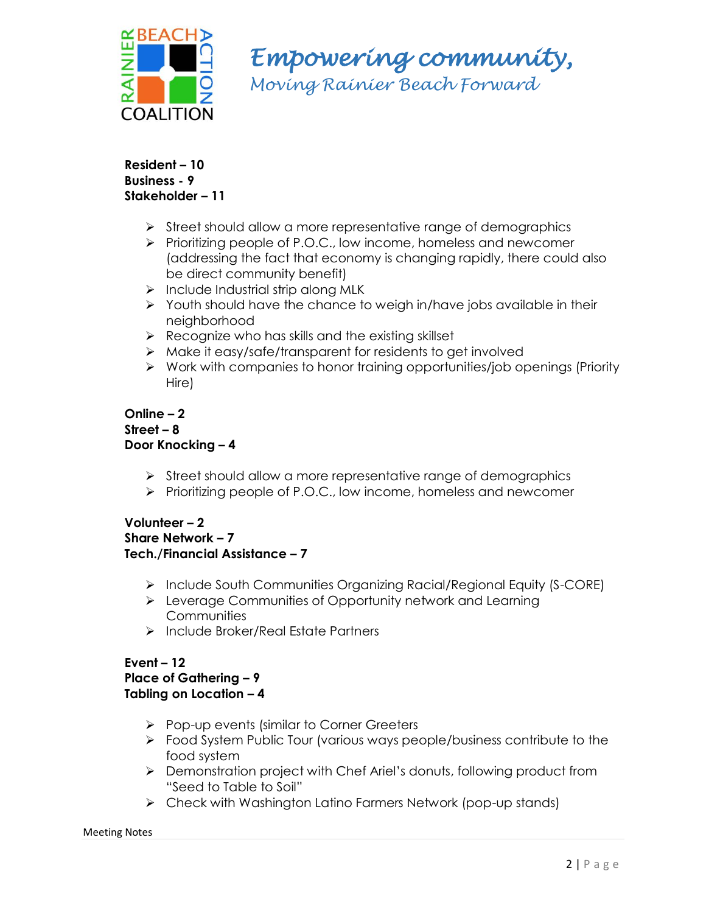**Resident – 10**
**Business - 9**
**Stakeholder – 11**

- Street should allow a more representative range of demographics
- Prioritizing people of P.O.C., low income, homeless and newcomer (addressing the fact that economy is changing rapidly, there could also be direct community benefit)
- Include Industrial strip along MLK
- Youth should have the chance to weigh in/have jobs available in their neighborhood
- Recognize who has skills and the existing skillset
- Make it easy/safe/transparent for residents to get involved
- Work with companies to honor training opportunities/job openings (Priority Hire)

**Online – 2**
**Street – 8**
**Door Knocking – 4**

- Street should allow a more representative range of demographics
- Prioritizing people of P.O.C., low income, homeless and newcomer

**Volunteer – 2**
**Share Network – 7**
**Tech./Financial Assistance – 7**

- Include South Communities Organizing Racial/Regional Equity (S-CORE)
- Leverage Communities of Opportunity network and Learning Communities
- Include Broker/Real Estate Partners

**Event – 12**
**Place of Gathering – 9**
**Tabling on Location – 4**

- Pop-up events (similar to Corner Greeters
- Food System Public Tour (various ways people/business contribute to the food system
- Demonstration project with Chef Ariel's donuts, following product from "Seed to Table to Soil"
- Check with Washington Latino Farmers Network (pop-up stands)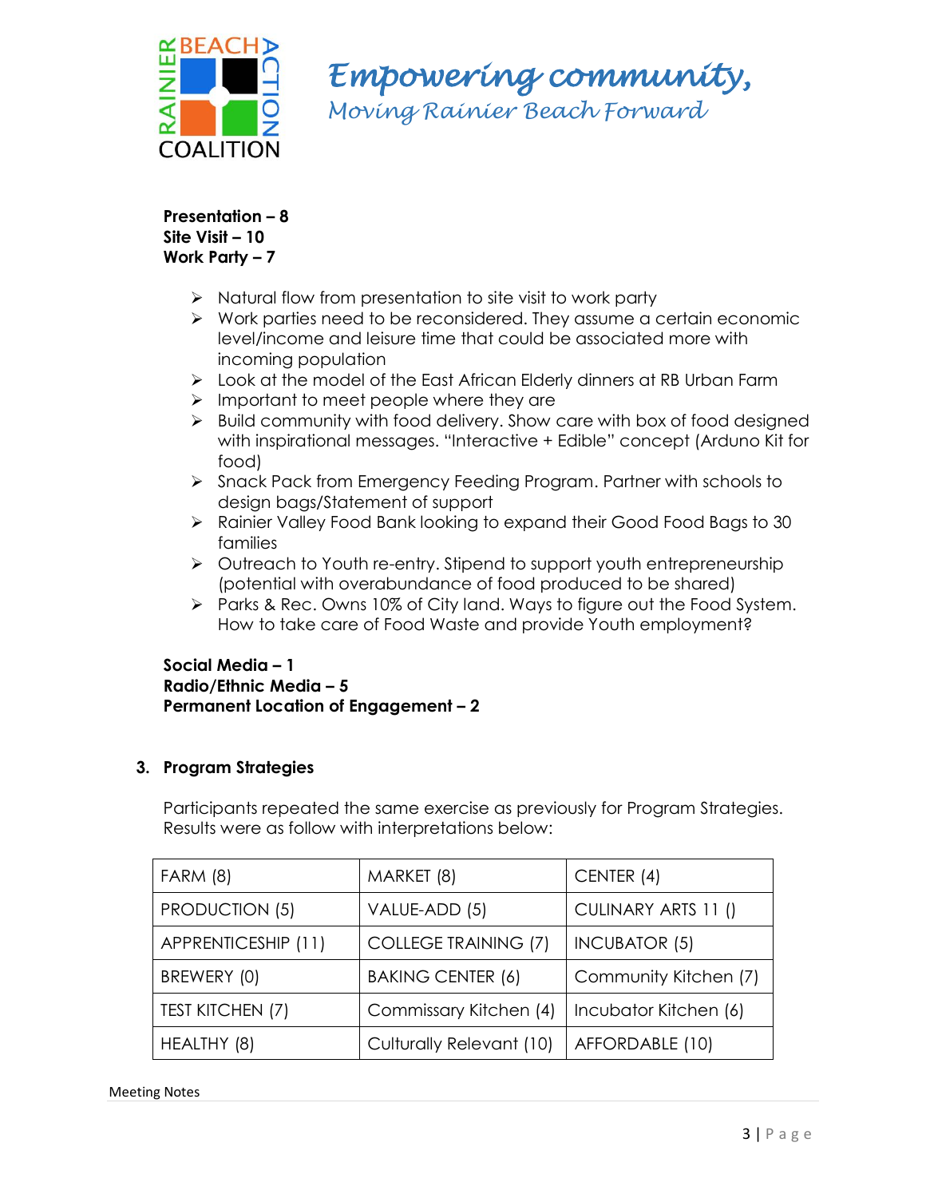**Presentation – 8**
**Site Visit – 10**
**Work Party – 7**

- Natural flow from presentation to site visit to work party
- Work parties need to be reconsidered. They assume a certain economic level/income and leisure time that could be associated more with incoming population
- Look at the model of the East African Elderly dinners at RB Urban Farm
- Important to meet people where they are
- Build community with food delivery. Show care with box of food designed with inspirational messages. "Interactive + Edible" concept (Arduno Kit for food)
- Snack Pack from Emergency Feeding Program. Partner with schools to design bags/Statement of support
- Rainier Valley Food Bank looking to expand their Good Food Bags to 30 families
- Outreach to Youth re-entry. Stipend to support youth entrepreneurship (potential with overabundance of food produced to be shared)
- Parks & Rec. Owns 10% of City land. Ways to figure out the Food System. How to take care of Food Waste and provide Youth employment?

**Social Media – 1**
**Radio/Ethnic Media – 5**
**Permanent Location of Engagement – 2**

## 3. Program Strategies

Participants repeated the same exercise as previously for Program Strategies. Results were as follow with interpretations below:

| | | |
|---|---|---|
| FARM (8) | MARKET (8) | CENTER (4) |
| PRODUCTION (5) | VALUE-ADD (5) | CULINARY ARTS 11 () |
| APPRENTICESHIP (11) | COLLEGE TRAINING (7) | INCUBATOR (5) |
| BREWERY (0) | BAKING CENTER (6) | Community Kitchen (7) |
| TEST KITCHEN (7) | Commissary Kitchen (4) | Incubator Kitchen (6) |
| HEALTHY (8) | Culturally Relevant (10) | AFFORDABLE (10) |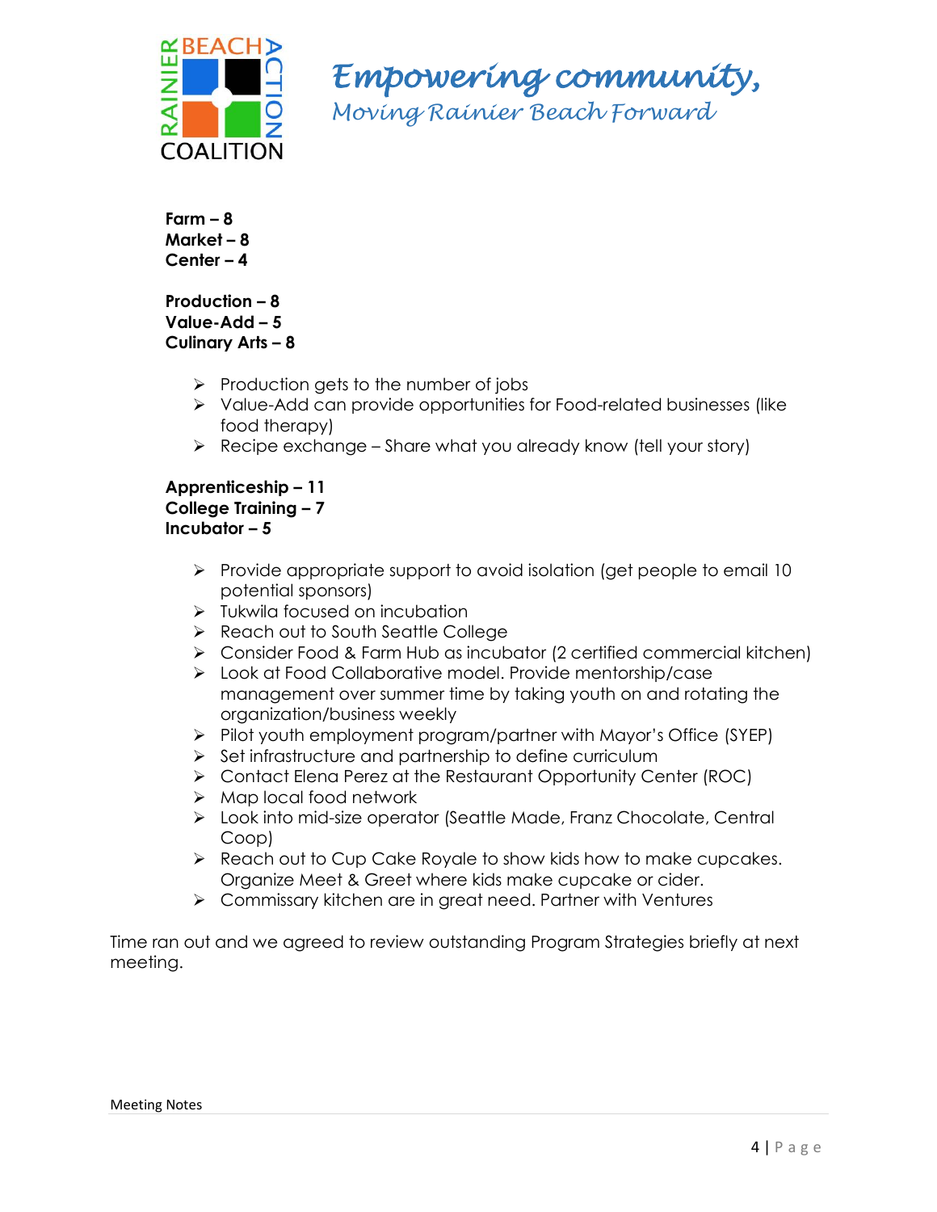**Farm – 8**
**Market – 8**
**Center – 4**

**Production – 8**
**Value-Add – 5**
**Culinary Arts – 8**

- Production gets to the number of jobs
- Value-Add can provide opportunities for Food-related businesses (like food therapy)
- Recipe exchange – Share what you already know (tell your story)

**Apprenticeship – 11**
**College Training – 7**
**Incubator – 5**

- Provide appropriate support to avoid isolation (get people to email 10 potential sponsors)
- Tukwila focused on incubation
- Reach out to South Seattle College
- Consider Food & Farm Hub as incubator (2 certified commercial kitchen)
- Look at Food Collaborative model. Provide mentorship/case management over summer time by taking youth on and rotating the organization/business weekly
- Pilot youth employment program/partner with Mayor's Office (SYEP)
- Set infrastructure and partnership to define curriculum
- Contact Elena Perez at the Restaurant Opportunity Center (ROC)
- Map local food network
- Look into mid-size operator (Seattle Made, Franz Chocolate, Central Coop)
- Reach out to Cup Cake Royale to show kids how to make cupcakes. Organize Meet & Greet where kids make cupcake or cider.
- Commissary kitchen are in great need. Partner with Ventures

Time ran out and we agreed to review outstanding Program Strategies briefly at next meeting.